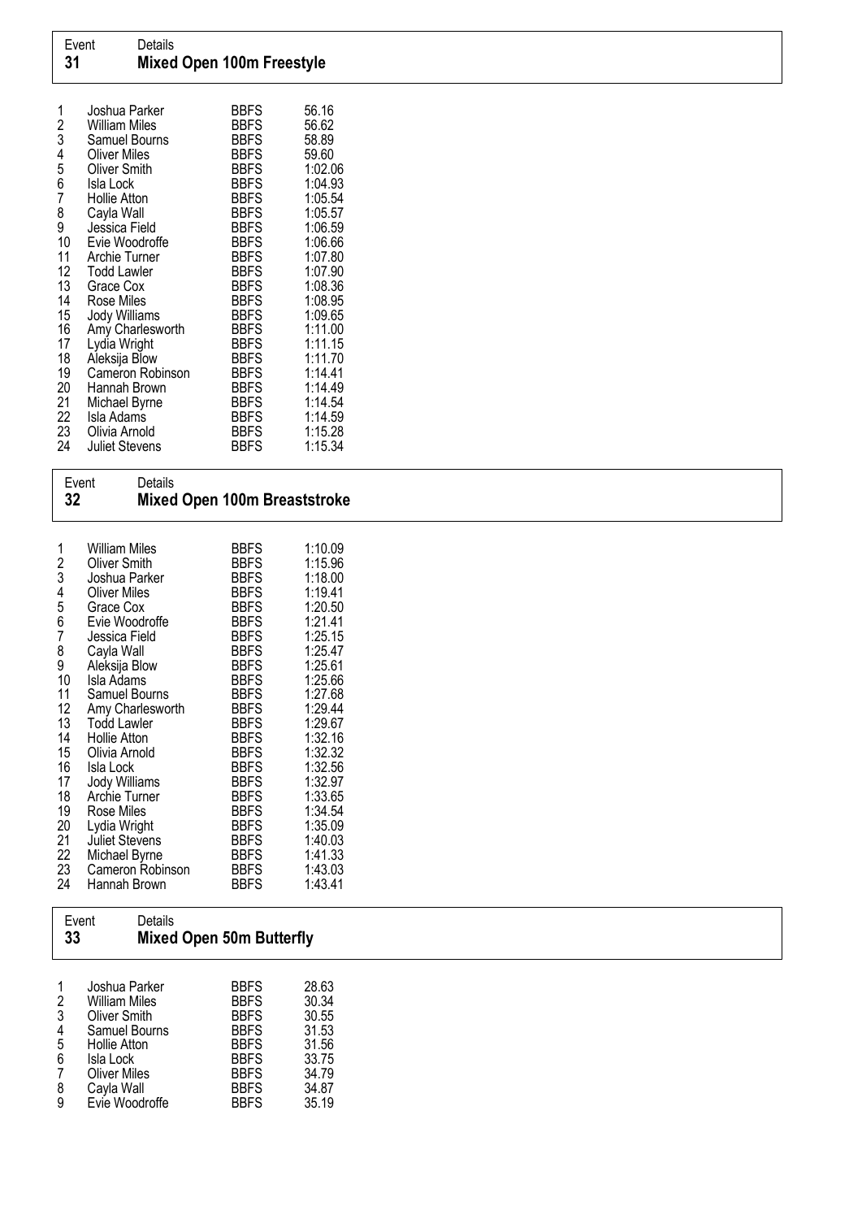| Event | Details |
|---|---|
| **31** | **Mixed Open 100m Freestyle** |

| | | | |
|---|---|---|---|
| 1 | Joshua Parker | BBFS | 56.16 |
| 2 | William Miles | BBFS | 56.62 |
| 3 | Samuel Bourns | BBFS | 58.89 |
| 4 | Oliver Miles | BBFS | 59.60 |
| 5 | Oliver Smith | BBFS | 1:02.06 |
| 6 | Isla Lock | BBFS | 1:04.93 |
| 7 | Hollie Atton | BBFS | 1:05.54 |
| 8 | Cayla Wall | BBFS | 1:05.57 |
| 9 | Jessica Field | BBFS | 1:06.59 |
| 10 | Evie Woodroffe | BBFS | 1:06.66 |
| 11 | Archie Turner | BBFS | 1:07.80 |
| 12 | Todd Lawler | BBFS | 1:07.90 |
| 13 | Grace Cox | BBFS | 1:08.36 |
| 14 | Rose Miles | BBFS | 1:08.95 |
| 15 | Jody Williams | BBFS | 1:09.65 |
| 16 | Amy Charlesworth | BBFS | 1:11.00 |
| 17 | Lydia Wright | BBFS | 1:11.15 |
| 18 | Aleksija Blow | BBFS | 1:11.70 |
| 19 | Cameron Robinson | BBFS | 1:14.41 |
| 20 | Hannah Brown | BBFS | 1:14.49 |
| 21 | Michael Byrne | BBFS | 1:14.54 |
| 22 | Isla Adams | BBFS | 1:14.59 |
| 23 | Olivia Arnold | BBFS | 1:15.28 |
| 24 | Juliet Stevens | BBFS | 1:15.34 |

| Event | Details |
|---|---|
| **32** | **Mixed Open 100m Breaststroke** |

| | | | |
|---|---|---|---|
| 1 | William Miles | BBFS | 1:10.09 |
| 2 | Oliver Smith | BBFS | 1:15.96 |
| 3 | Joshua Parker | BBFS | 1:18.00 |
| 4 | Oliver Miles | BBFS | 1:19.41 |
| 5 | Grace Cox | BBFS | 1:20.50 |
| 6 | Evie Woodroffe | BBFS | 1:21.41 |
| 7 | Jessica Field | BBFS | 1:25.15 |
| 8 | Cayla Wall | BBFS | 1:25.47 |
| 9 | Aleksija Blow | BBFS | 1:25.61 |
| 10 | Isla Adams | BBFS | 1:25.66 |
| 11 | Samuel Bourns | BBFS | 1:27.68 |
| 12 | Amy Charlesworth | BBFS | 1:29.44 |
| 13 | Todd Lawler | BBFS | 1:29.67 |
| 14 | Hollie Atton | BBFS | 1:32.16 |
| 15 | Olivia Arnold | BBFS | 1:32.32 |
| 16 | Isla Lock | BBFS | 1:32.56 |
| 17 | Jody Williams | BBFS | 1:32.97 |
| 18 | Archie Turner | BBFS | 1:33.65 |
| 19 | Rose Miles | BBFS | 1:34.54 |
| 20 | Lydia Wright | BBFS | 1:35.09 |
| 21 | Juliet Stevens | BBFS | 1:40.03 |
| 22 | Michael Byrne | BBFS | 1:41.33 |
| 23 | Cameron Robinson | BBFS | 1:43.03 |
| 24 | Hannah Brown | BBFS | 1:43.41 |

| Event | Details |
|---|---|
| **33** | **Mixed Open 50m Butterfly** |

| | | | |
|---|---|---|---|
| 1 | Joshua Parker | BBFS | 28.63 |
| 2 | William Miles | BBFS | 30.34 |
| 3 | Oliver Smith | BBFS | 30.55 |
| 4 | Samuel Bourns | BBFS | 31.53 |
| 5 | Hollie Atton | BBFS | 31.56 |
| 6 | Isla Lock | BBFS | 33.75 |
| 7 | Oliver Miles | BBFS | 34.79 |
| 8 | Cayla Wall | BBFS | 34.87 |
| 9 | Evie Woodroffe | BBFS | 35.19 |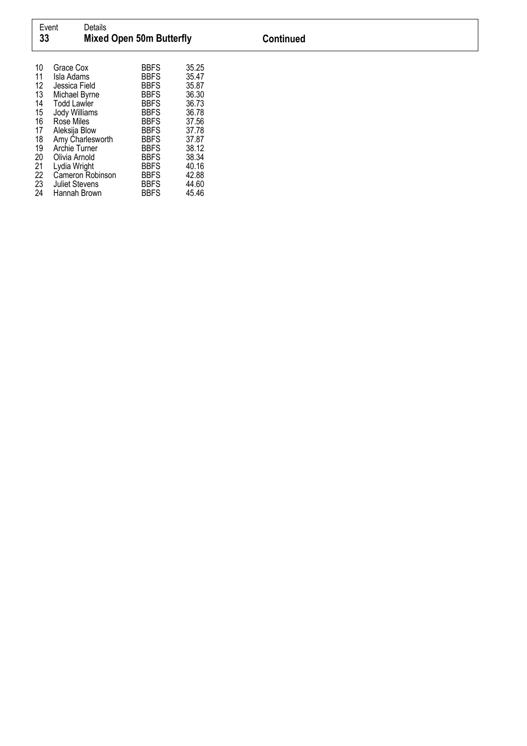Event 33 — Details: **Mixed Open 50m Butterfly** — **Continued**

| | | | |
|---|---|---|---|
| 10 | Grace Cox | BBFS | 35.25 |
| 11 | Isla Adams | BBFS | 35.47 |
| 12 | Jessica Field | BBFS | 35.87 |
| 13 | Michael Byrne | BBFS | 36.30 |
| 14 | Todd Lawler | BBFS | 36.73 |
| 15 | Jody Williams | BBFS | 36.78 |
| 16 | Rose Miles | BBFS | 37.56 |
| 17 | Aleksija Blow | BBFS | 37.78 |
| 18 | Amy Charlesworth | BBFS | 37.87 |
| 19 | Archie Turner | BBFS | 38.12 |
| 20 | Olivia Arnold | BBFS | 38.34 |
| 21 | Lydia Wright | BBFS | 40.16 |
| 22 | Cameron Robinson | BBFS | 42.88 |
| 23 | Juliet Stevens | BBFS | 44.60 |
| 24 | Hannah Brown | BBFS | 45.46 |